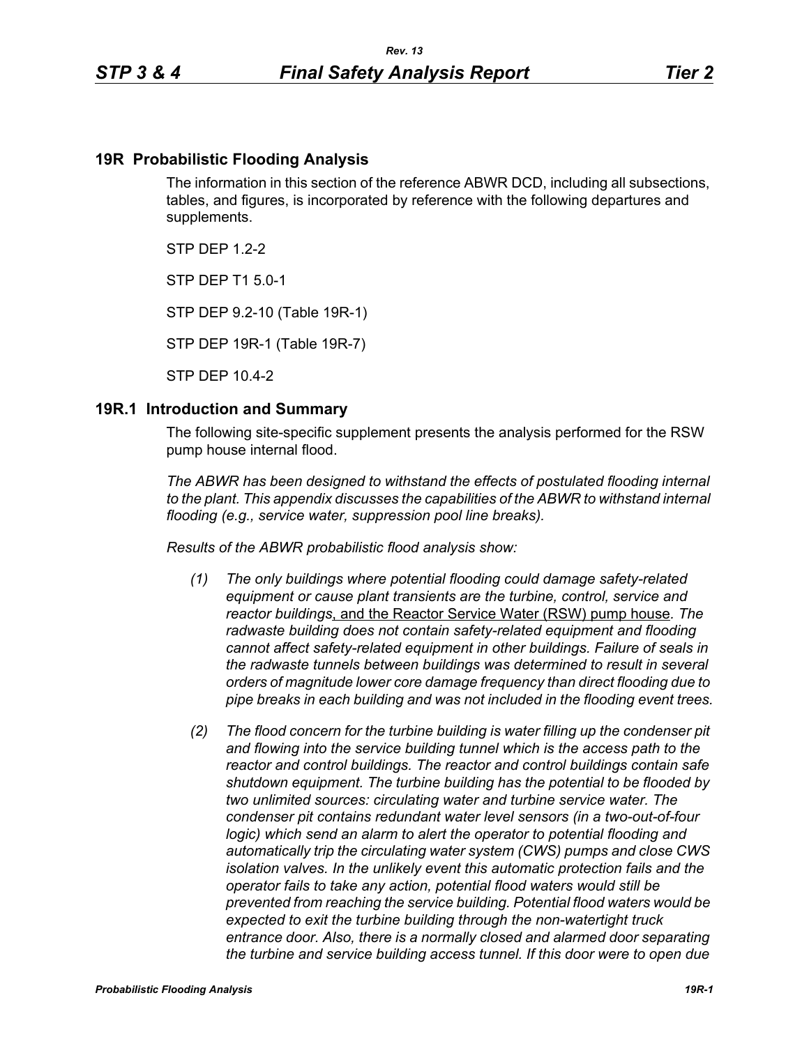## 19R Probabilistic Flooding Analysis

The information in this section of the reference ABWR DCD, including all subsections, tables, and figures, is incorporated by reference with the following departures and supplements.

STP DEP 1.2-2

STP DEP T1 5.0-1

STP DEP 9.2-10 (Table 19R-1)

STP DEP 19R-1 (Table 19R-7)

STP DEP 10.4-2

## 19R.1 Introduction and Summary

The following site-specific supplement presents the analysis performed for the RSW pump house internal flood.

*The ABWR has been designed to withstand the effects of postulated flooding internal to the plant. This appendix discusses the capabilities of the ABWR to withstand internal flooding (e.g., service water, suppression pool line breaks).*

*Results of the ABWR probabilistic flood analysis show:*

*(1) The only buildings where potential flooding could damage safety-related equipment or cause plant transients are the turbine, control, service and reactor buildings*, and the Reactor Service Water (RSW) pump house*. The radwaste building does not contain safety-related equipment and flooding cannot affect safety-related equipment in other buildings. Failure of seals in the radwaste tunnels between buildings was determined to result in several orders of magnitude lower core damage frequency than direct flooding due to pipe breaks in each building and was not included in the flooding event trees.*

*(2) The flood concern for the turbine building is water filling up the condenser pit and flowing into the service building tunnel which is the access path to the reactor and control buildings. The reactor and control buildings contain safe shutdown equipment. The turbine building has the potential to be flooded by two unlimited sources: circulating water and turbine service water. The condenser pit contains redundant water level sensors (in a two-out-of-four logic) which send an alarm to alert the operator to potential flooding and automatically trip the circulating water system (CWS) pumps and close CWS isolation valves. In the unlikely event this automatic protection fails and the operator fails to take any action, potential flood waters would still be prevented from reaching the service building. Potential flood waters would be expected to exit the turbine building through the non-watertight truck entrance door. Also, there is a normally closed and alarmed door separating the turbine and service building access tunnel. If this door were to open due*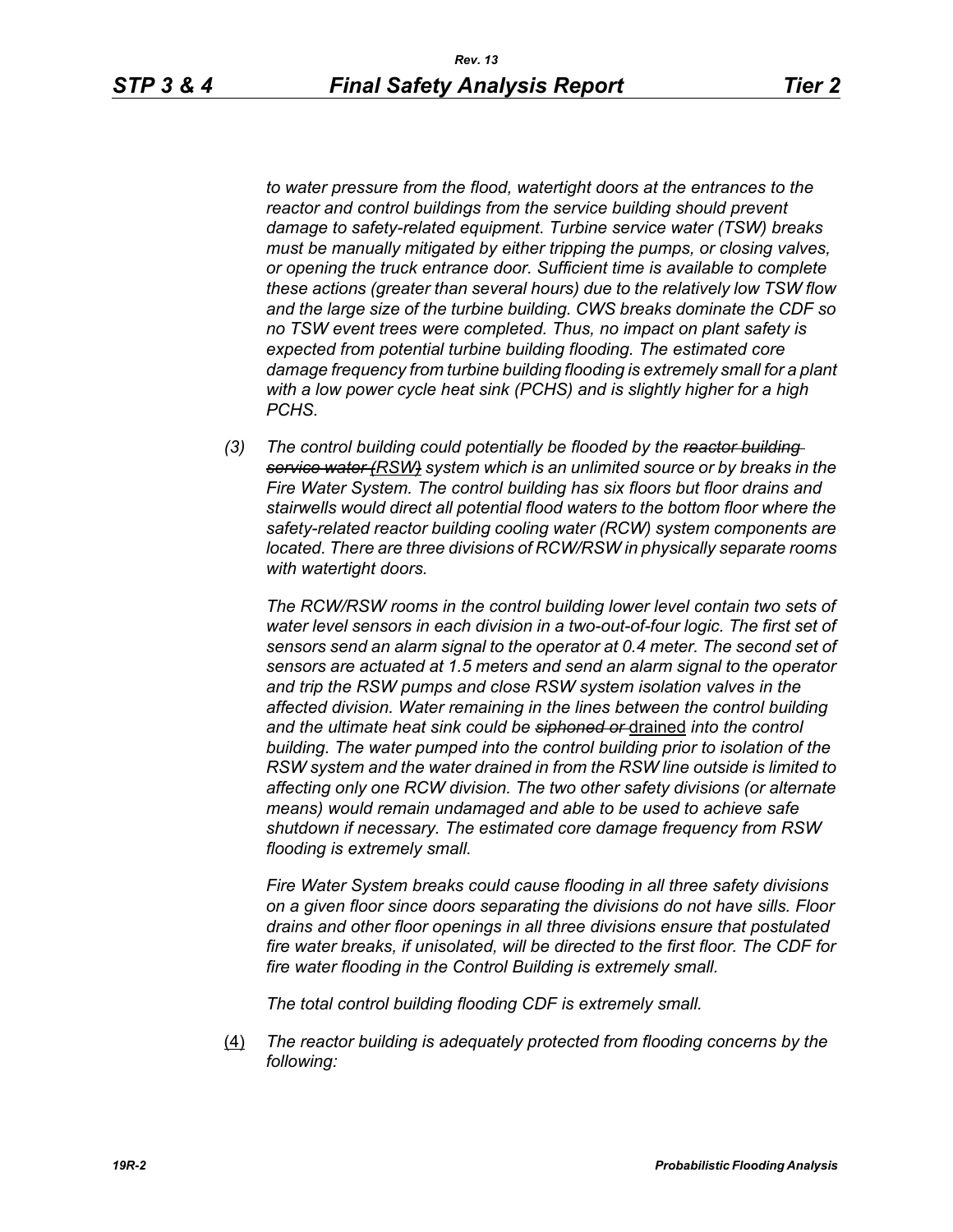*to water pressure from the flood, watertight doors at the entrances to the reactor and control buildings from the service building should prevent damage to safety-related equipment. Turbine service water (TSW) breaks must be manually mitigated by either tripping the pumps, or closing valves, or opening the truck entrance door. Sufficient time is available to complete these actions (greater than several hours) due to the relatively low TSW flow and the large size of the turbine building. CWS breaks dominate the CDF so no TSW event trees were completed. Thus, no impact on plant safety is expected from potential turbine building flooding. The estimated core damage frequency from turbine building flooding is extremely small for a plant with a low power cycle heat sink (PCHS) and is slightly higher for a high PCHS.*

*(3) The control building could potentially be flooded by the ~~reactor building service water (~~RSW~~)~~ system which is an unlimited source or by breaks in the Fire Water System. The control building has six floors but floor drains and stairwells would direct all potential flood waters to the bottom floor where the safety-related reactor building cooling water (RCW) system components are located. There are three divisions of RCW/RSW in physically separate rooms with watertight doors.*

*The RCW/RSW rooms in the control building lower level contain two sets of water level sensors in each division in a two-out-of-four logic. The first set of sensors send an alarm signal to the operator at 0.4 meter. The second set of sensors are actuated at 1.5 meters and send an alarm signal to the operator and trip the RSW pumps and close RSW system isolation valves in the affected division. Water remaining in the lines between the control building and the ultimate heat sink could be ~~siphoned or~~* drained *into the control building. The water pumped into the control building prior to isolation of the RSW system and the water drained in from the RSW line outside is limited to affecting only one RCW division. The two other safety divisions (or alternate means) would remain undamaged and able to be used to achieve safe shutdown if necessary. The estimated core damage frequency from RSW flooding is extremely small.*

*Fire Water System breaks could cause flooding in all three safety divisions on a given floor since doors separating the divisions do not have sills. Floor drains and other floor openings in all three divisions ensure that postulated fire water breaks, if unisolated, will be directed to the first floor. The CDF for fire water flooding in the Control Building is extremely small.*

*The total control building flooding CDF is extremely small.*

(4) *The reactor building is adequately protected from flooding concerns by the following:*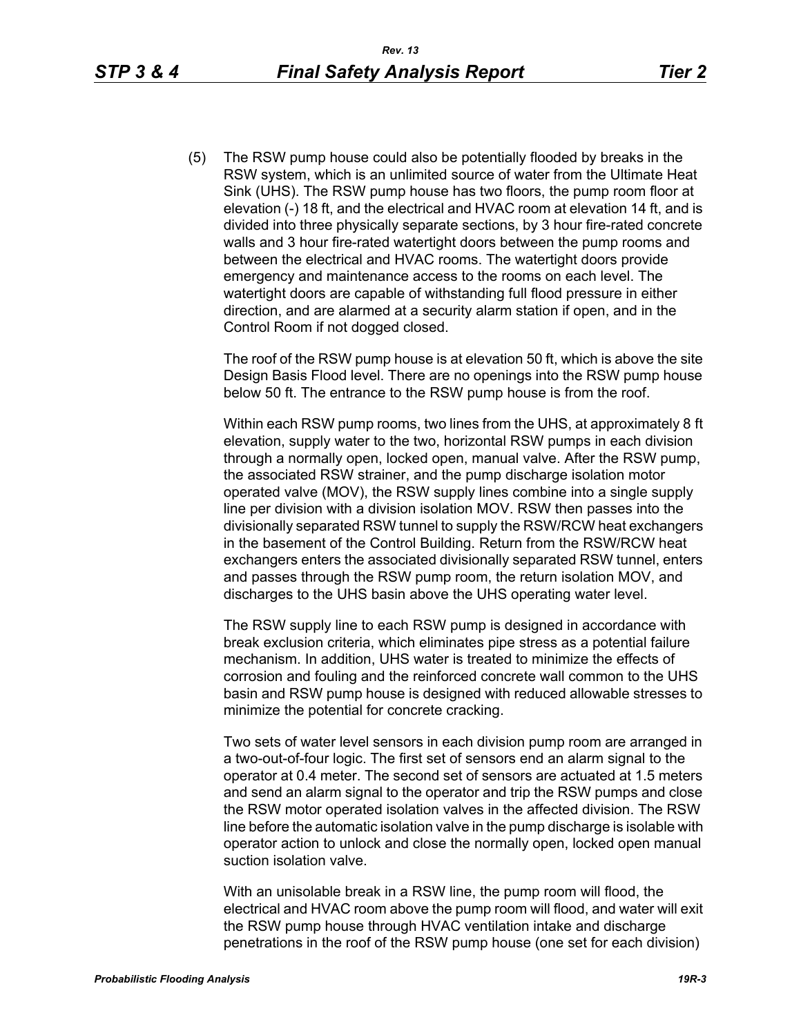(5) The RSW pump house could also be potentially flooded by breaks in the RSW system, which is an unlimited source of water from the Ultimate Heat Sink (UHS). The RSW pump house has two floors, the pump room floor at elevation (-) 18 ft, and the electrical and HVAC room at elevation 14 ft, and is divided into three physically separate sections, by 3 hour fire-rated concrete walls and 3 hour fire-rated watertight doors between the pump rooms and between the electrical and HVAC rooms. The watertight doors provide emergency and maintenance access to the rooms on each level. The watertight doors are capable of withstanding full flood pressure in either direction, and are alarmed at a security alarm station if open, and in the Control Room if not dogged closed.

The roof of the RSW pump house is at elevation 50 ft, which is above the site Design Basis Flood level. There are no openings into the RSW pump house below 50 ft. The entrance to the RSW pump house is from the roof.

Within each RSW pump rooms, two lines from the UHS, at approximately 8 ft elevation, supply water to the two, horizontal RSW pumps in each division through a normally open, locked open, manual valve. After the RSW pump, the associated RSW strainer, and the pump discharge isolation motor operated valve (MOV), the RSW supply lines combine into a single supply line per division with a division isolation MOV. RSW then passes into the divisionally separated RSW tunnel to supply the RSW/RCW heat exchangers in the basement of the Control Building. Return from the RSW/RCW heat exchangers enters the associated divisionally separated RSW tunnel, enters and passes through the RSW pump room, the return isolation MOV, and discharges to the UHS basin above the UHS operating water level.

The RSW supply line to each RSW pump is designed in accordance with break exclusion criteria, which eliminates pipe stress as a potential failure mechanism. In addition, UHS water is treated to minimize the effects of corrosion and fouling and the reinforced concrete wall common to the UHS basin and RSW pump house is designed with reduced allowable stresses to minimize the potential for concrete cracking.

Two sets of water level sensors in each division pump room are arranged in a two-out-of-four logic. The first set of sensors end an alarm signal to the operator at 0.4 meter. The second set of sensors are actuated at 1.5 meters and send an alarm signal to the operator and trip the RSW pumps and close the RSW motor operated isolation valves in the affected division. The RSW line before the automatic isolation valve in the pump discharge is isolable with operator action to unlock and close the normally open, locked open manual suction isolation valve.

With an unisolable break in a RSW line, the pump room will flood, the electrical and HVAC room above the pump room will flood, and water will exit the RSW pump house through HVAC ventilation intake and discharge penetrations in the roof of the RSW pump house (one set for each division)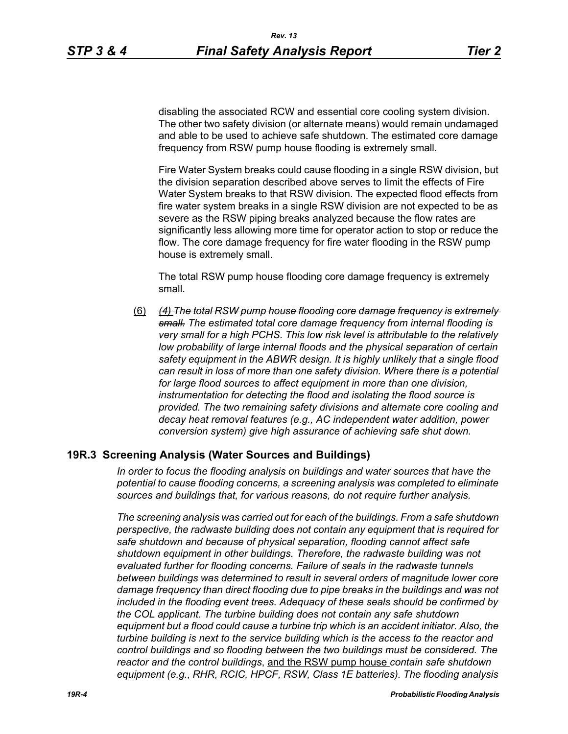disabling the associated RCW and essential core cooling system division. The other two safety division (or alternate means) would remain undamaged and able to be used to achieve safe shutdown. The estimated core damage frequency from RSW pump house flooding is extremely small.

Fire Water System breaks could cause flooding in a single RSW division, but the division separation described above serves to limit the effects of Fire Water System breaks to that RSW division. The expected flood effects from fire water system breaks in a single RSW division are not expected to be as severe as the RSW piping breaks analyzed because the flow rates are significantly less allowing more time for operator action to stop or reduce the flow. The core damage frequency for fire water flooding in the RSW pump house is extremely small.

The total RSW pump house flooding core damage frequency is extremely small.

(6) ~~*(4) The total RSW pump house flooding core damage frequency is extremely small.*~~ *The estimated total core damage frequency from internal flooding is very small for a high PCHS. This low risk level is attributable to the relatively low probability of large internal floods and the physical separation of certain safety equipment in the ABWR design. It is highly unlikely that a single flood can result in loss of more than one safety division. Where there is a potential for large flood sources to affect equipment in more than one division, instrumentation for detecting the flood and isolating the flood source is provided. The two remaining safety divisions and alternate core cooling and decay heat removal features (e.g., AC independent water addition, power conversion system) give high assurance of achieving safe shut down.*

## 19R.3 Screening Analysis (Water Sources and Buildings)

*In order to focus the flooding analysis on buildings and water sources that have the potential to cause flooding concerns, a screening analysis was completed to eliminate sources and buildings that, for various reasons, do not require further analysis.*

*The screening analysis was carried out for each of the buildings. From a safe shutdown perspective, the radwaste building does not contain any equipment that is required for safe shutdown and because of physical separation, flooding cannot affect safe shutdown equipment in other buildings. Therefore, the radwaste building was not evaluated further for flooding concerns. Failure of seals in the radwaste tunnels between buildings was determined to result in several orders of magnitude lower core damage frequency than direct flooding due to pipe breaks in the buildings and was not included in the flooding event trees. Adequacy of these seals should be confirmed by the COL applicant. The turbine building does not contain any safe shutdown equipment but a flood could cause a turbine trip which is an accident initiator. Also, the turbine building is next to the service building which is the access to the reactor and control buildings and so flooding between the two buildings must be considered. The reactor and the control buildings*, and the RSW pump house *contain safe shutdown equipment (e.g., RHR, RCIC, HPCF, RSW, Class 1E batteries). The flooding analysis*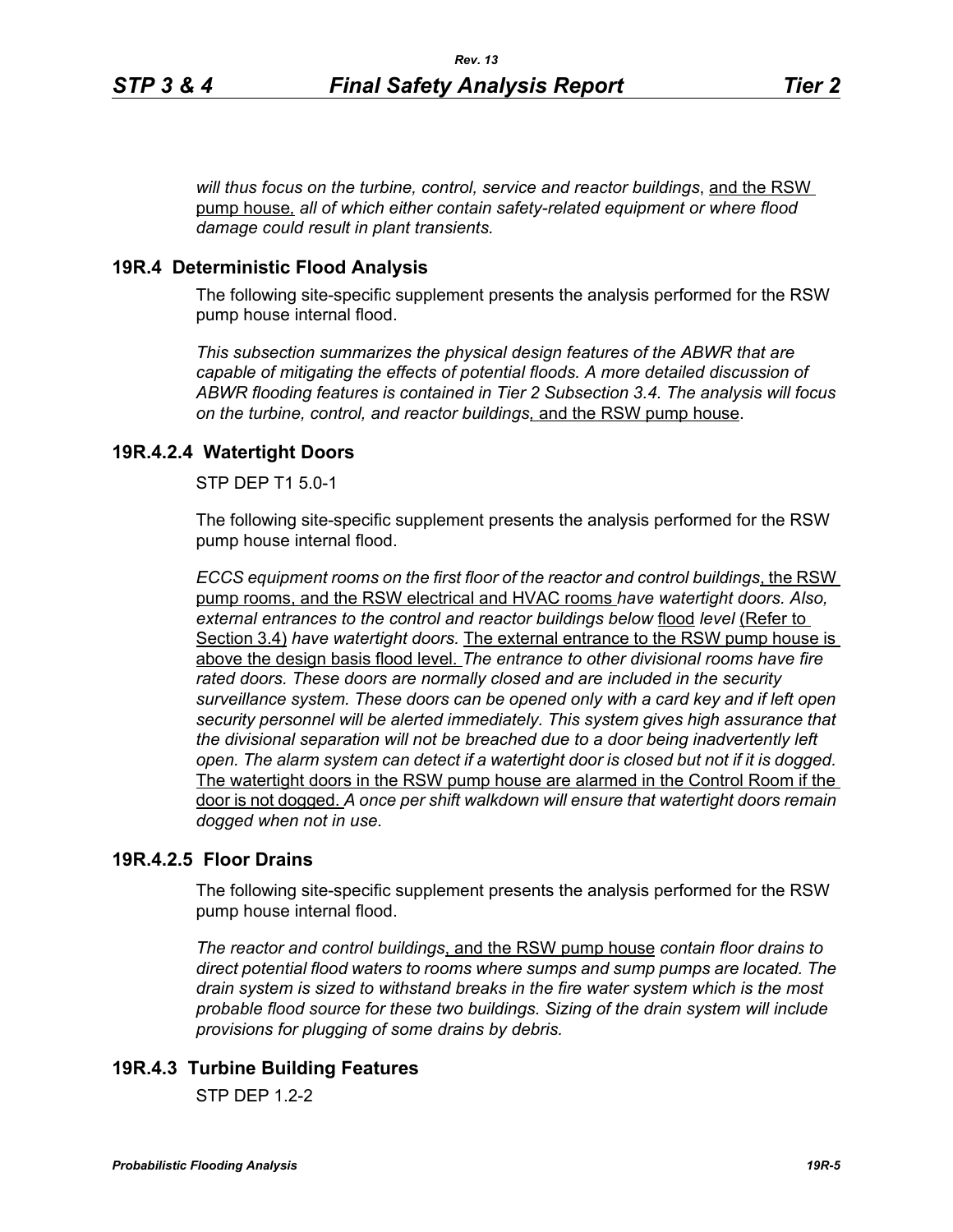*will thus focus on the turbine, control, service and reactor buildings*, and the RSW pump house, *all of which either contain safety-related equipment or where flood damage could result in plant transients.*

## 19R.4 Deterministic Flood Analysis

The following site-specific supplement presents the analysis performed for the RSW pump house internal flood.

*This subsection summarizes the physical design features of the ABWR that are capable of mitigating the effects of potential floods. A more detailed discussion of ABWR flooding features is contained in Tier 2 Subsection 3.4. The analysis will focus on the turbine, control, and reactor buildings*, and the RSW pump house.

## 19R.4.2.4 Watertight Doors

STP DEP T1 5.0-1

The following site-specific supplement presents the analysis performed for the RSW pump house internal flood.

*ECCS equipment rooms on the first floor of the reactor and control buildings*, the RSW pump rooms, and the RSW electrical and HVAC rooms *have watertight doors. Also, external entrances to the control and reactor buildings below* flood *level* (Refer to Section 3.4) *have watertight doors.* The external entrance to the RSW pump house is above the design basis flood level. *The entrance to other divisional rooms have fire rated doors. These doors are normally closed and are included in the security surveillance system. These doors can be opened only with a card key and if left open security personnel will be alerted immediately. This system gives high assurance that the divisional separation will not be breached due to a door being inadvertently left open. The alarm system can detect if a watertight door is closed but not if it is dogged.* The watertight doors in the RSW pump house are alarmed in the Control Room if the door is not dogged. *A once per shift walkdown will ensure that watertight doors remain dogged when not in use.*

## 19R.4.2.5 Floor Drains

The following site-specific supplement presents the analysis performed for the RSW pump house internal flood.

*The reactor and control buildings*, and the RSW pump house *contain floor drains to direct potential flood waters to rooms where sumps and sump pumps are located. The drain system is sized to withstand breaks in the fire water system which is the most probable flood source for these two buildings. Sizing of the drain system will include provisions for plugging of some drains by debris.*

## 19R.4.3 Turbine Building Features

STP DEP 1.2-2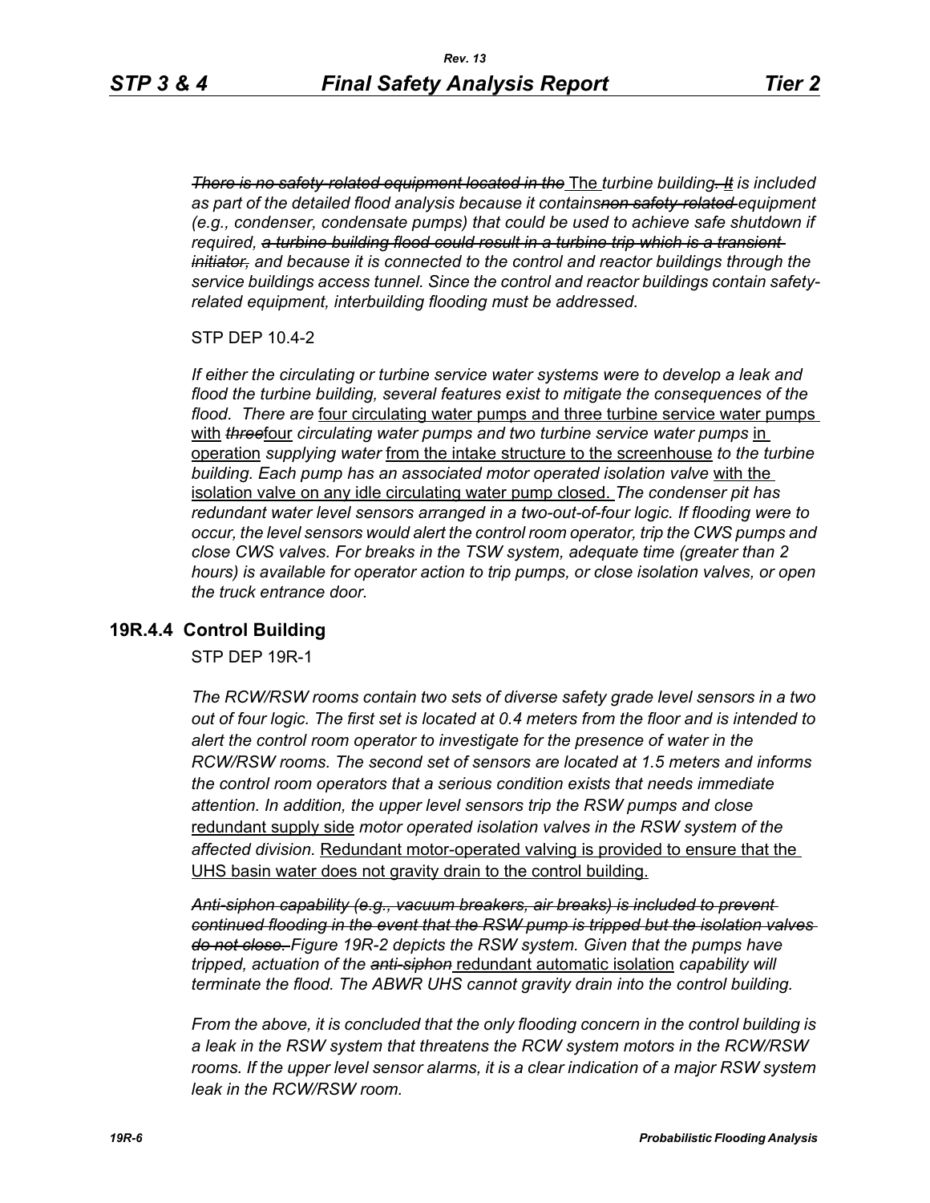~~*There is no safety-related equipment located in the*~~ The *turbine building*~~*. It*~~ *is included as part of the detailed flood analysis because it contains*~~*non safety-related*~~ *equipment (e.g., condenser, condensate pumps) that could be used to achieve safe shutdown if required,* ~~*a turbine building flood could result in a turbine trip which is a transient initiator,*~~ *and because it is connected to the control and reactor buildings through the service buildings access tunnel. Since the control and reactor buildings contain safety-related equipment, interbuilding flooding must be addressed.*

STP DEP 10.4-2

*If either the circulating or turbine service water systems were to develop a leak and flood the turbine building, several features exist to mitigate the consequences of the flood. There are* <u>four circulating water pumps and three turbine service water pumps with</u> ~~*three*~~<u>four</u> *circulating water pumps and two turbine service water pumps* <u>in operation</u> *supplying water* <u>from the intake structure to the screenhouse</u> *to the turbine building. Each pump has an associated motor operated isolation valve* <u>with the isolation valve on any idle circulating water pump closed.</u> *The condenser pit has redundant water level sensors arranged in a two-out-of-four logic. If flooding were to occur, the level sensors would alert the control room operator, trip the CWS pumps and close CWS valves. For breaks in the TSW system, adequate time (greater than 2 hours) is available for operator action to trip pumps, or close isolation valves, or open the truck entrance door.*

## 19R.4.4 Control Building

STP DEP 19R-1

*The RCW/RSW rooms contain two sets of diverse safety grade level sensors in a two out of four logic. The first set is located at 0.4 meters from the floor and is intended to alert the control room operator to investigate for the presence of water in the RCW/RSW rooms. The second set of sensors are located at 1.5 meters and informs the control room operators that a serious condition exists that needs immediate attention. In addition, the upper level sensors trip the RSW pumps and close* <u>redundant supply side</u> *motor operated isolation valves in the RSW system of the affected division.* <u>Redundant motor-operated valving is provided to ensure that the UHS basin water does not gravity drain to the control building.</u>

~~*Anti-siphon capability (e.g., vacuum breakers, air breaks) is included to prevent continued flooding in the event that the RSW pump is tripped but the isolation valves do not close.*~~ *Figure 19R-2 depicts the RSW system. Given that the pumps have tripped, actuation of the* ~~*anti-siphon*~~ <u>redundant automatic isolation</u> *capability will terminate the flood. The ABWR UHS cannot gravity drain into the control building.*

*From the above, it is concluded that the only flooding concern in the control building is a leak in the RSW system that threatens the RCW system motors in the RCW/RSW rooms. If the upper level sensor alarms, it is a clear indication of a major RSW system leak in the RCW/RSW room.*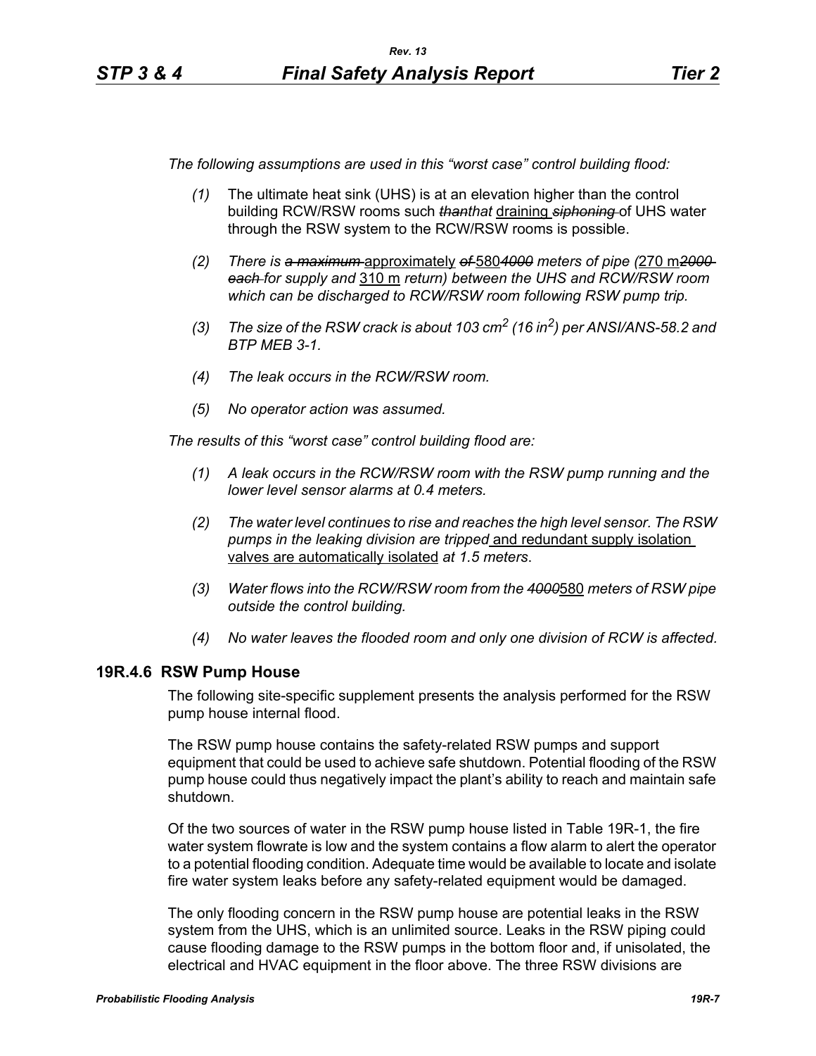*The following assumptions are used in this "worst case" control building flood:*

*(1)* The ultimate heat sink (UHS) is at an elevation higher than the control building RCW/RSW rooms such ~~*than*~~*that* draining ~~*siphoning*~~ of UHS water through the RSW system to the RCW/RSW rooms is possible.

*(2) There is ~~a maximum~~* approximately ~~*of*~~ 580~~*4000*~~ *meters of pipe (*270 m~~*2000 each*~~ *for supply and* 310 m *return) between the UHS and RCW/RSW room which can be discharged to RCW/RSW room following RSW pump trip.*

*(3) The size of the RSW crack is about 103 cm$^2$ (16 in$^2$) per ANSI/ANS-58.2 and BTP MEB 3-1.*

*(4) The leak occurs in the RCW/RSW room.*

*(5) No operator action was assumed.*

*The results of this "worst case" control building flood are:*

*(1) A leak occurs in the RCW/RSW room with the RSW pump running and the lower level sensor alarms at 0.4 meters.*

*(2) The water level continues to rise and reaches the high level sensor. The RSW pumps in the leaking division are tripped* and redundant supply isolation valves are automatically isolated *at 1.5 meters.*

*(3) Water flows into the RCW/RSW room from the ~~4000~~*580 *meters of RSW pipe outside the control building.*

*(4) No water leaves the flooded room and only one division of RCW is affected.*

## 19R.4.6 RSW Pump House

The following site-specific supplement presents the analysis performed for the RSW pump house internal flood.

The RSW pump house contains the safety-related RSW pumps and support equipment that could be used to achieve safe shutdown. Potential flooding of the RSW pump house could thus negatively impact the plant's ability to reach and maintain safe shutdown.

Of the two sources of water in the RSW pump house listed in Table 19R-1, the fire water system flowrate is low and the system contains a flow alarm to alert the operator to a potential flooding condition. Adequate time would be available to locate and isolate fire water system leaks before any safety-related equipment would be damaged.

The only flooding concern in the RSW pump house are potential leaks in the RSW system from the UHS, which is an unlimited source. Leaks in the RSW piping could cause flooding damage to the RSW pumps in the bottom floor and, if unisolated, the electrical and HVAC equipment in the floor above. The three RSW divisions are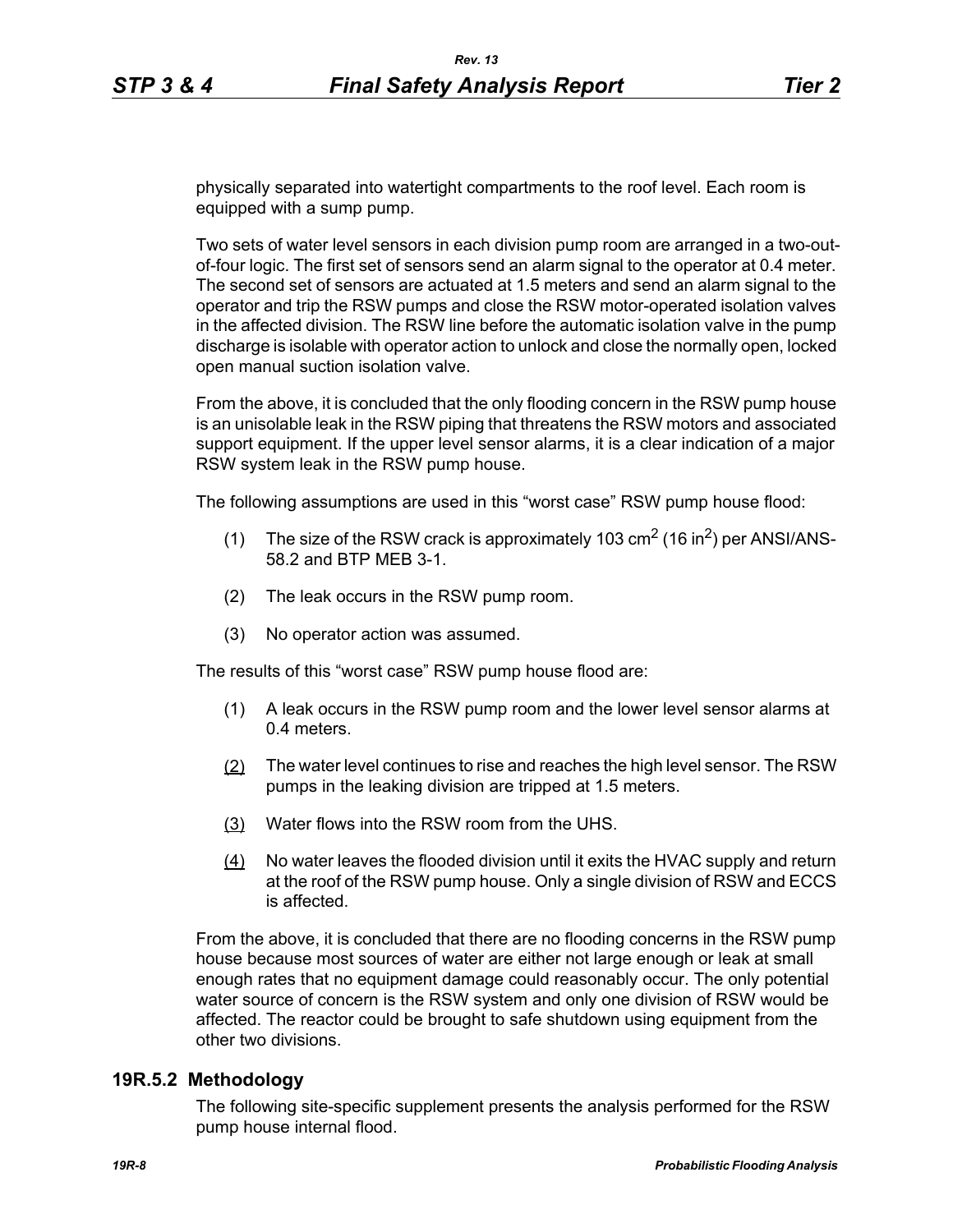physically separated into watertight compartments to the roof level. Each room is equipped with a sump pump.

Two sets of water level sensors in each division pump room are arranged in a two-out-of-four logic. The first set of sensors send an alarm signal to the operator at 0.4 meter. The second set of sensors are actuated at 1.5 meters and send an alarm signal to the operator and trip the RSW pumps and close the RSW motor-operated isolation valves in the affected division. The RSW line before the automatic isolation valve in the pump discharge is isolable with operator action to unlock and close the normally open, locked open manual suction isolation valve.

From the above, it is concluded that the only flooding concern in the RSW pump house is an unisolable leak in the RSW piping that threatens the RSW motors and associated support equipment. If the upper level sensor alarms, it is a clear indication of a major RSW system leak in the RSW pump house.

The following assumptions are used in this "worst case" RSW pump house flood:

(1) The size of the RSW crack is approximately 103 $cm^2$ (16 $in^2$) per ANSI/ANS-58.2 and BTP MEB 3-1.

(2) The leak occurs in the RSW pump room.

(3) No operator action was assumed.

The results of this "worst case" RSW pump house flood are:

(1) A leak occurs in the RSW pump room and the lower level sensor alarms at 0.4 meters.

(2) The water level continues to rise and reaches the high level sensor. The RSW pumps in the leaking division are tripped at 1.5 meters.

(3) Water flows into the RSW room from the UHS.

(4) No water leaves the flooded division until it exits the HVAC supply and return at the roof of the RSW pump house. Only a single division of RSW and ECCS is affected.

From the above, it is concluded that there are no flooding concerns in the RSW pump house because most sources of water are either not large enough or leak at small enough rates that no equipment damage could reasonably occur. The only potential water source of concern is the RSW system and only one division of RSW would be affected. The reactor could be brought to safe shutdown using equipment from the other two divisions.

## 19R.5.2 Methodology

The following site-specific supplement presents the analysis performed for the RSW pump house internal flood.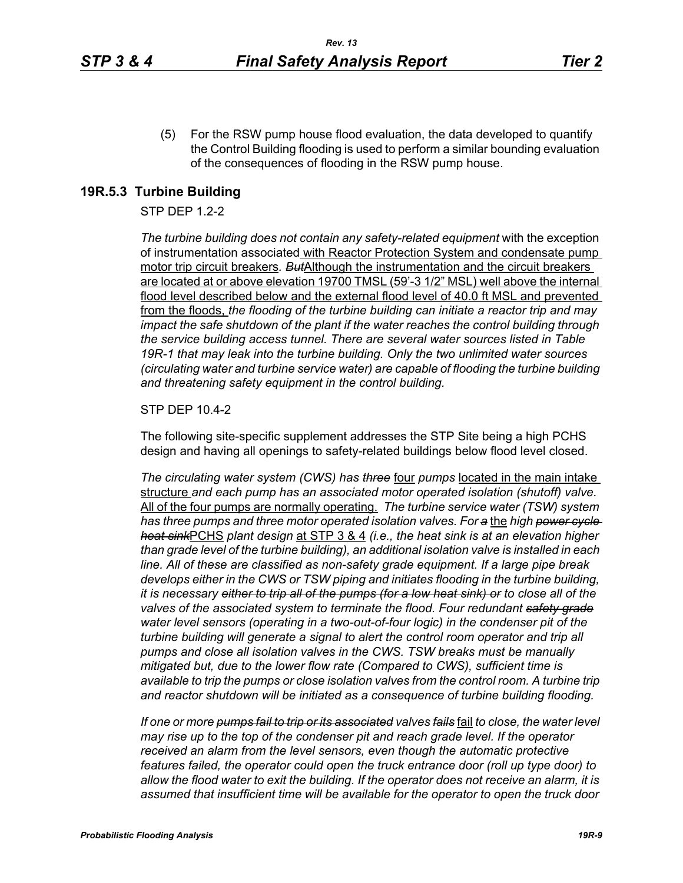(5) For the RSW pump house flood evaluation, the data developed to quantify the Control Building flooding is used to perform a similar bounding evaluation of the consequences of flooding in the RSW pump house.

## 19R.5.3 Turbine Building

STP DEP 1.2-2

*The turbine building does not contain any safety-related equipment* with the exception of instrumentation associated with Reactor Protection System and condensate pump motor trip circuit breakers*. ~~But~~*Although the instrumentation and the circuit breakers are located at or above elevation 19700 TMSL (59'-3 1/2" MSL) well above the internal flood level described below and the external flood level of 40.0 ft MSL and prevented from the floods, *the flooding of the turbine building can initiate a reactor trip and may impact the safe shutdown of the plant if the water reaches the control building through the service building access tunnel. There are several water sources listed in Table 19R-1 that may leak into the turbine building. Only the two unlimited water sources (circulating water and turbine service water) are capable of flooding the turbine building and threatening safety equipment in the control building.*

STP DEP 10.4-2

The following site-specific supplement addresses the STP Site being a high PCHS design and having all openings to safety-related buildings below flood level closed.

*The circulating water system (CWS) has ~~three~~* four *pumps* located in the main intake structure *and each pump has an associated motor operated isolation (shutoff) valve.* All of the four pumps are normally operating. *The turbine service water (TSW) system has three pumps and three motor operated isolation valves. For ~~a~~* the *high ~~power cycle heat sink~~*PCHS *plant design* at STP 3 & 4 *(i.e., the heat sink is at an elevation higher than grade level of the turbine building), an additional isolation valve is installed in each line. All of these are classified as non-safety grade equipment. If a large pipe break develops either in the CWS or TSW piping and initiates flooding in the turbine building, it is necessary ~~either to trip all of the pumps (for a low heat sink) or~~ to close all of the valves of the associated system to terminate the flood. Four redundant ~~safety grade~~ water level sensors (operating in a two-out-of-four logic) in the condenser pit of the turbine building will generate a signal to alert the control room operator and trip all pumps and close all isolation valves in the CWS. TSW breaks must be manually mitigated but, due to the lower flow rate (Compared to CWS), sufficient time is available to trip the pumps or close isolation valves from the control room. A turbine trip and reactor shutdown will be initiated as a consequence of turbine building flooding.*

*If one or more ~~pumps fail to trip or its associated~~ valves ~~fails~~* fail *to close, the water level may rise up to the top of the condenser pit and reach grade level. If the operator received an alarm from the level sensors, even though the automatic protective features failed, the operator could open the truck entrance door (roll up type door) to allow the flood water to exit the building. If the operator does not receive an alarm, it is assumed that insufficient time will be available for the operator to open the truck door*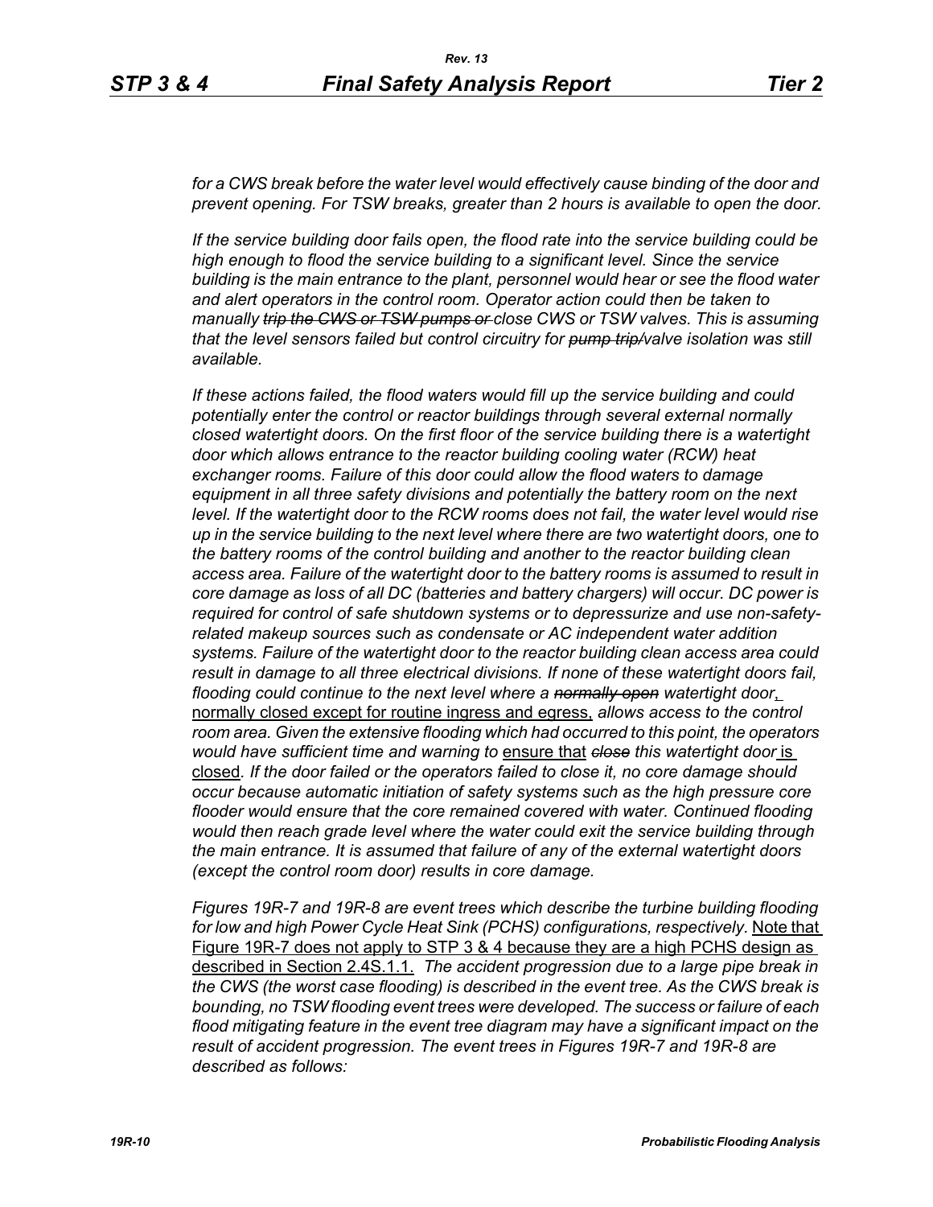*for a CWS break before the water level would effectively cause binding of the door and prevent opening. For TSW breaks, greater than 2 hours is available to open the door.*

*If the service building door fails open, the flood rate into the service building could be high enough to flood the service building to a significant level. Since the service building is the main entrance to the plant, personnel would hear or see the flood water and alert operators in the control room. Operator action could then be taken to manually ~~trip the CWS or TSW pumps or~~ close CWS or TSW valves. This is assuming that the level sensors failed but control circuitry for ~~pump trip/~~valve isolation was still available.*

*If these actions failed, the flood waters would fill up the service building and could potentially enter the control or reactor buildings through several external normally closed watertight doors. On the first floor of the service building there is a watertight door which allows entrance to the reactor building cooling water (RCW) heat exchanger rooms. Failure of this door could allow the flood waters to damage equipment in all three safety divisions and potentially the battery room on the next level. If the watertight door to the RCW rooms does not fail, the water level would rise up in the service building to the next level where there are two watertight doors, one to the battery rooms of the control building and another to the reactor building clean access area. Failure of the watertight door to the battery rooms is assumed to result in core damage as loss of all DC (batteries and battery chargers) will occur. DC power is required for control of safe shutdown systems or to depressurize and use non-safety-related makeup sources such as condensate or AC independent water addition systems. Failure of the watertight door to the reactor building clean access area could result in damage to all three electrical divisions. If none of these watertight doors fail, flooding could continue to the next level where a ~~normally open~~ watertight door*, normally closed except for routine ingress and egress, *allows access to the control room area. Given the extensive flooding which had occurred to this point, the operators would have sufficient time and warning to* ensure that *~~close~~ this watertight door* is closed*. If the door failed or the operators failed to close it, no core damage should occur because automatic initiation of safety systems such as the high pressure core flooder would ensure that the core remained covered with water. Continued flooding would then reach grade level where the water could exit the service building through the main entrance. It is assumed that failure of any of the external watertight doors (except the control room door) results in core damage.*

*Figures 19R-7 and 19R-8 are event trees which describe the turbine building flooding for low and high Power Cycle Heat Sink (PCHS) configurations, respectively.* Note that Figure 19R-7 does not apply to STP 3 & 4 because they are a high PCHS design as described in Section 2.4S.1.1. *The accident progression due to a large pipe break in the CWS (the worst case flooding) is described in the event tree. As the CWS break is bounding, no TSW flooding event trees were developed. The success or failure of each flood mitigating feature in the event tree diagram may have a significant impact on the result of accident progression. The event trees in Figures 19R-7 and 19R-8 are described as follows:*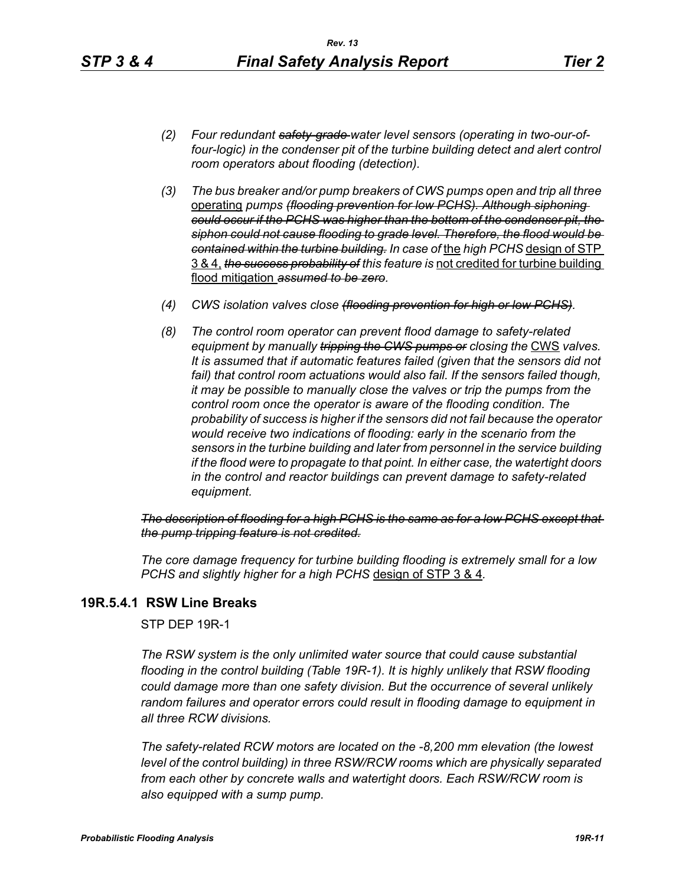*(2) Four redundant* ~~*safety-grade*~~ *water level sensors (operating in two-our-of-four-logic) in the condenser pit of the turbine building detect and alert control room operators about flooding (detection).*

*(3) The bus breaker and/or pump breakers of CWS pumps open and trip all three* <u>operating</u> *pumps* ~~*(flooding prevention for low PCHS). Although siphoning could occur if the PCHS was higher than the bottom of the condenser pit, the siphon could not cause flooding to grade level. Therefore, the flood would be contained within the turbine building.*~~ *In case of* <u>the</u> *high PCHS* <u>design of STP 3 & 4,</u> ~~*the success probability of*~~ *this feature is* <u>not credited for turbine building flood mitigation</u> ~~*assumed to be zero*~~*.*

*(4) CWS isolation valves close* ~~*(flooding prevention for high or low PCHS)*~~*.*

*(8) The control room operator can prevent flood damage to safety-related equipment by manually* ~~*tripping the CWS pumps or*~~ *closing the* <u>CWS</u> *valves. It is assumed that if automatic features failed (given that the sensors did not fail) that control room actuations would also fail. If the sensors failed though, it may be possible to manually close the valves or trip the pumps from the control room once the operator is aware of the flooding condition. The probability of success is higher if the sensors did not fail because the operator would receive two indications of flooding: early in the scenario from the sensors in the turbine building and later from personnel in the service building if the flood were to propagate to that point. In either case, the watertight doors in the control and reactor buildings can prevent damage to safety-related equipment.*

~~*The description of flooding for a high PCHS is the same as for a low PCHS except that the pump tripping feature is not credited.*~~

*The core damage frequency for turbine building flooding is extremely small for a low PCHS and slightly higher for a high PCHS* <u>design of STP 3 & 4</u>*.*

## 19R.5.4.1 RSW Line Breaks

STP DEP 19R-1

*The RSW system is the only unlimited water source that could cause substantial flooding in the control building (Table 19R-1). It is highly unlikely that RSW flooding could damage more than one safety division. But the occurrence of several unlikely random failures and operator errors could result in flooding damage to equipment in all three RCW divisions.*

*The safety-related RCW motors are located on the -8,200 mm elevation (the lowest level of the control building) in three RSW/RCW rooms which are physically separated from each other by concrete walls and watertight doors. Each RSW/RCW room is also equipped with a sump pump.*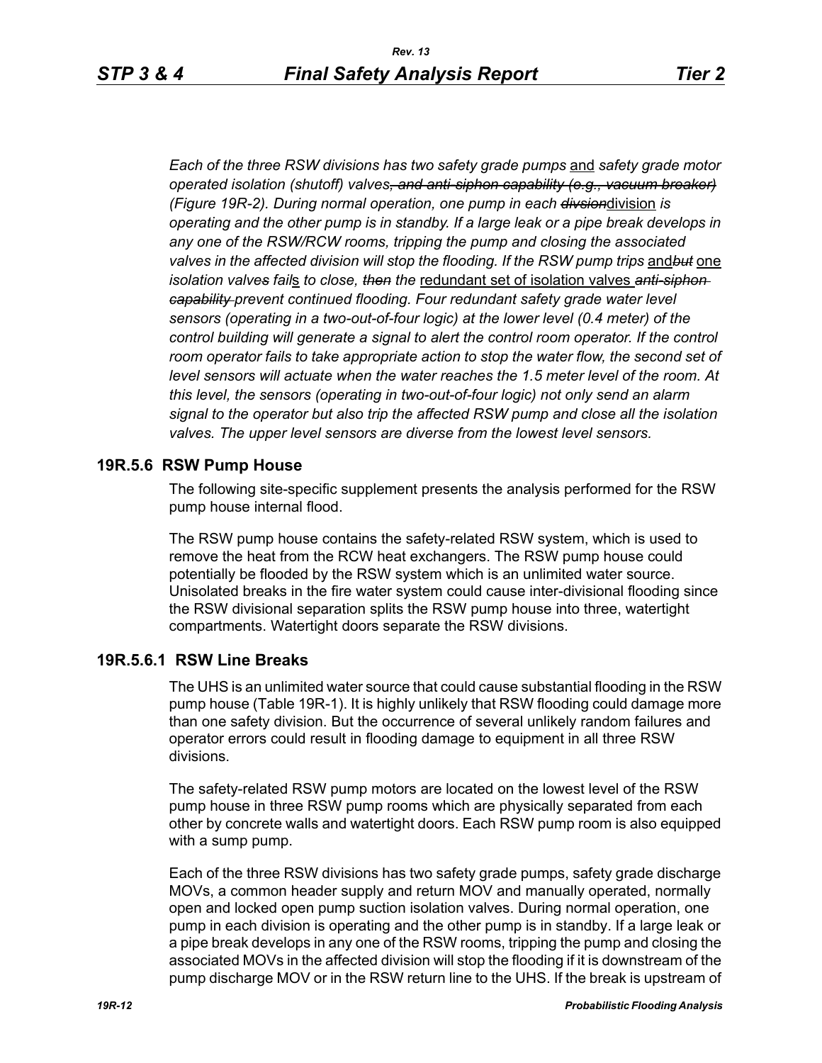*Each of the three RSW divisions has two safety grade pumps* and *safety grade motor operated isolation (shutoff) valves~~, and anti-siphon capability (e.g., vacuum breaker)~~ (Figure 19R-2). During normal operation, one pump in each ~~divsion~~*division *is operating and the other pump is in standby. If a large leak or a pipe break develops in any one of the RSW/RCW rooms, tripping the pump and closing the associated valves in the affected division will stop the flooding. If the RSW pump trips* and*~~but~~* one *isolation valve~~s~~ fail*s *to close, ~~then~~ the* redundant set of isolation valves *~~anti-siphon capability~~ prevent continued flooding. Four redundant safety grade water level sensors (operating in a two-out-of-four logic) at the lower level (0.4 meter) of the control building will generate a signal to alert the control room operator. If the control room operator fails to take appropriate action to stop the water flow, the second set of level sensors will actuate when the water reaches the 1.5 meter level of the room. At this level, the sensors (operating in two-out-of-four logic) not only send an alarm signal to the operator but also trip the affected RSW pump and close all the isolation valves. The upper level sensors are diverse from the lowest level sensors.*

## 19R.5.6 RSW Pump House

The following site-specific supplement presents the analysis performed for the RSW pump house internal flood.

The RSW pump house contains the safety-related RSW system, which is used to remove the heat from the RCW heat exchangers. The RSW pump house could potentially be flooded by the RSW system which is an unlimited water source. Unisolated breaks in the fire water system could cause inter-divisional flooding since the RSW divisional separation splits the RSW pump house into three, watertight compartments. Watertight doors separate the RSW divisions.

### 19R.5.6.1 RSW Line Breaks

The UHS is an unlimited water source that could cause substantial flooding in the RSW pump house (Table 19R-1). It is highly unlikely that RSW flooding could damage more than one safety division. But the occurrence of several unlikely random failures and operator errors could result in flooding damage to equipment in all three RSW divisions.

The safety-related RSW pump motors are located on the lowest level of the RSW pump house in three RSW pump rooms which are physically separated from each other by concrete walls and watertight doors. Each RSW pump room is also equipped with a sump pump.

Each of the three RSW divisions has two safety grade pumps, safety grade discharge MOVs, a common header supply and return MOV and manually operated, normally open and locked open pump suction isolation valves. During normal operation, one pump in each division is operating and the other pump is in standby. If a large leak or a pipe break develops in any one of the RSW rooms, tripping the pump and closing the associated MOVs in the affected division will stop the flooding if it is downstream of the pump discharge MOV or in the RSW return line to the UHS. If the break is upstream of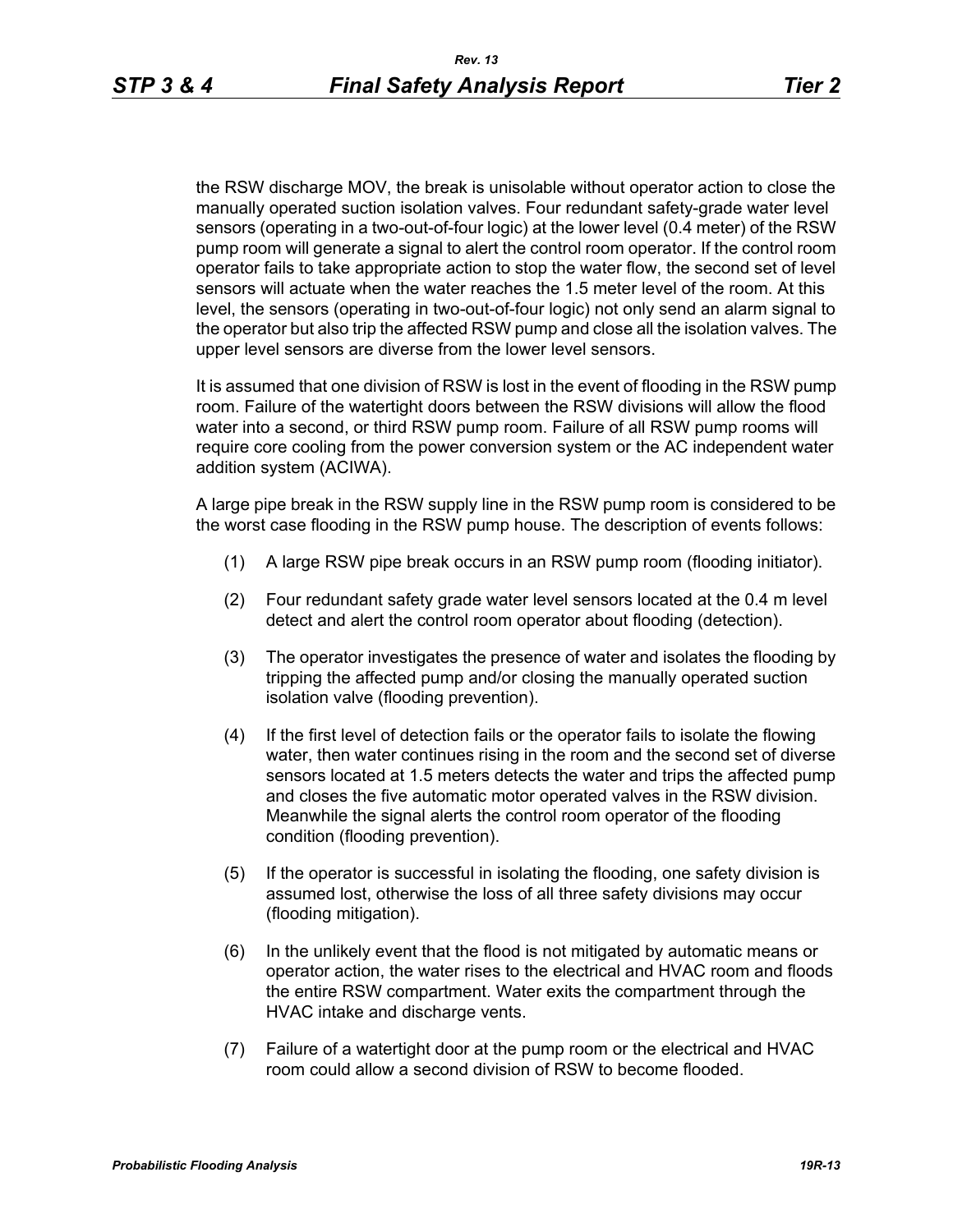the RSW discharge MOV, the break is unisolable without operator action to close the manually operated suction isolation valves. Four redundant safety-grade water level sensors (operating in a two-out-of-four logic) at the lower level (0.4 meter) of the RSW pump room will generate a signal to alert the control room operator. If the control room operator fails to take appropriate action to stop the water flow, the second set of level sensors will actuate when the water reaches the 1.5 meter level of the room. At this level, the sensors (operating in two-out-of-four logic) not only send an alarm signal to the operator but also trip the affected RSW pump and close all the isolation valves. The upper level sensors are diverse from the lower level sensors.

It is assumed that one division of RSW is lost in the event of flooding in the RSW pump room. Failure of the watertight doors between the RSW divisions will allow the flood water into a second, or third RSW pump room. Failure of all RSW pump rooms will require core cooling from the power conversion system or the AC independent water addition system (ACIWA).

A large pipe break in the RSW supply line in the RSW pump room is considered to be the worst case flooding in the RSW pump house. The description of events follows:

(1) A large RSW pipe break occurs in an RSW pump room (flooding initiator).

(2) Four redundant safety grade water level sensors located at the 0.4 m level detect and alert the control room operator about flooding (detection).

(3) The operator investigates the presence of water and isolates the flooding by tripping the affected pump and/or closing the manually operated suction isolation valve (flooding prevention).

(4) If the first level of detection fails or the operator fails to isolate the flowing water, then water continues rising in the room and the second set of diverse sensors located at 1.5 meters detects the water and trips the affected pump and closes the five automatic motor operated valves in the RSW division. Meanwhile the signal alerts the control room operator of the flooding condition (flooding prevention).

(5) If the operator is successful in isolating the flooding, one safety division is assumed lost, otherwise the loss of all three safety divisions may occur (flooding mitigation).

(6) In the unlikely event that the flood is not mitigated by automatic means or operator action, the water rises to the electrical and HVAC room and floods the entire RSW compartment. Water exits the compartment through the HVAC intake and discharge vents.

(7) Failure of a watertight door at the pump room or the electrical and HVAC room could allow a second division of RSW to become flooded.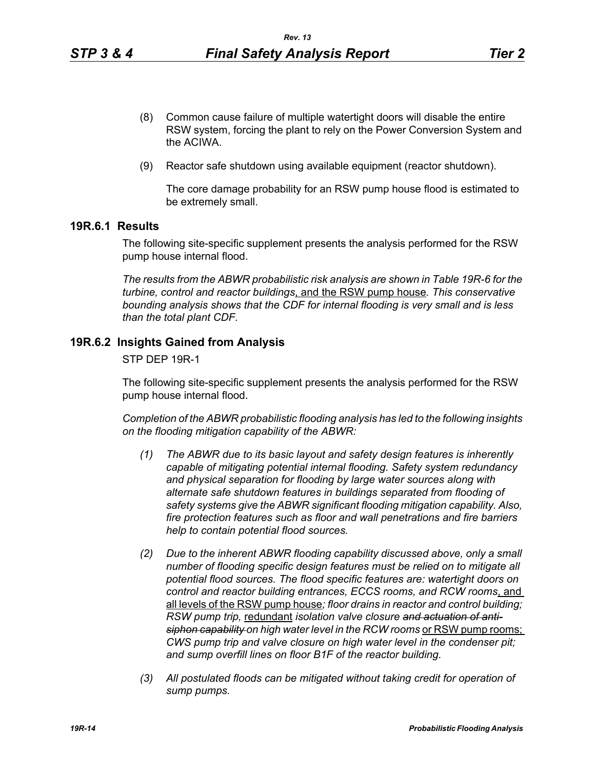(8) Common cause failure of multiple watertight doors will disable the entire RSW system, forcing the plant to rely on the Power Conversion System and the ACIWA.

(9) Reactor safe shutdown using available equipment (reactor shutdown).

The core damage probability for an RSW pump house flood is estimated to be extremely small.

## 19R.6.1 Results

The following site-specific supplement presents the analysis performed for the RSW pump house internal flood.

*The results from the ABWR probabilistic risk analysis are shown in Table 19R-6 for the turbine, control and reactor buildings*, and the RSW pump house*. This conservative bounding analysis shows that the CDF for internal flooding is very small and is less than the total plant CDF.*

## 19R.6.2 Insights Gained from Analysis

STP DEP 19R-1

The following site-specific supplement presents the analysis performed for the RSW pump house internal flood.

*Completion of the ABWR probabilistic flooding analysis has led to the following insights on the flooding mitigation capability of the ABWR:*

*(1) The ABWR due to its basic layout and safety design features is inherently capable of mitigating potential internal flooding. Safety system redundancy and physical separation for flooding by large water sources along with alternate safe shutdown features in buildings separated from flooding of safety systems give the ABWR significant flooding mitigation capability. Also, fire protection features such as floor and wall penetrations and fire barriers help to contain potential flood sources.*

*(2) Due to the inherent ABWR flooding capability discussed above, only a small number of flooding specific design features must be relied on to mitigate all potential flood sources. The flood specific features are: watertight doors on control and reactor building entrances, ECCS rooms, and RCW rooms*, and all levels of the RSW pump house*; floor drains in reactor and control building; RSW pump trip,* redundant *isolation valve closure* ~~*and actuation of anti-siphon capability*~~ *on high water level in the RCW rooms* or RSW pump rooms; *CWS pump trip and valve closure on high water level in the condenser pit; and sump overfill lines on floor B1F of the reactor building.*

*(3) All postulated floods can be mitigated without taking credit for operation of sump pumps.*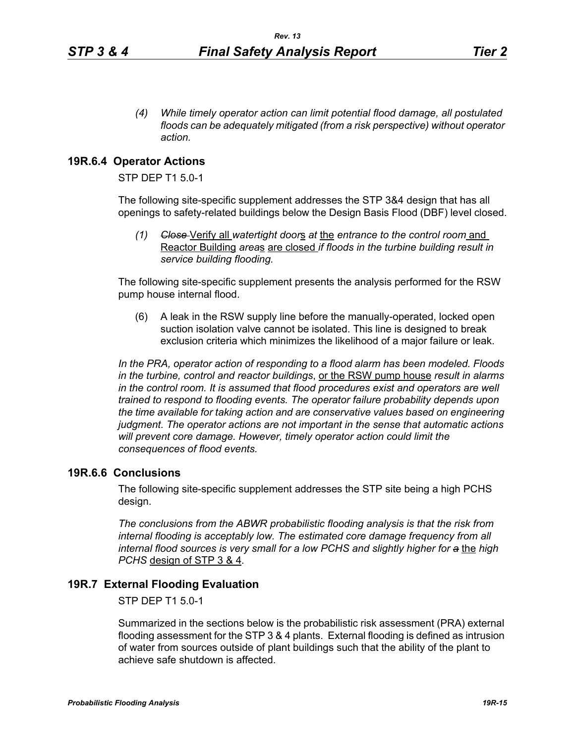*(4) While timely operator action can limit potential flood damage, all postulated floods can be adequately mitigated (from a risk perspective) without operator action.*

## 19R.6.4 Operator Actions

STP DEP T1 5.0-1

The following site-specific supplement addresses the STP 3&4 design that has all openings to safety-related buildings below the Design Basis Flood (DBF) level closed.

*(1)* ~~*Close*~~ Verify all *watertight door*s *at* the *entrance to the control room* and Reactor Building *area*s are closed *if floods in the turbine building result in service building flooding.*

The following site-specific supplement presents the analysis performed for the RSW pump house internal flood.

(6) A leak in the RSW supply line before the manually-operated, locked open suction isolation valve cannot be isolated. This line is designed to break exclusion criteria which minimizes the likelihood of a major failure or leak.

*In the PRA, operator action of responding to a flood alarm has been modeled. Floods in the turbine, control and reactor buildings*, or the RSW pump house *result in alarms in the control room. It is assumed that flood procedures exist and operators are well trained to respond to flooding events. The operator failure probability depends upon the time available for taking action and are conservative values based on engineering judgment. The operator actions are not important in the sense that automatic actions will prevent core damage. However, timely operator action could limit the consequences of flood events.*

## 19R.6.6 Conclusions

The following site-specific supplement addresses the STP site being a high PCHS design.

*The conclusions from the ABWR probabilistic flooding analysis is that the risk from internal flooding is acceptably low. The estimated core damage frequency from all internal flood sources is very small for a low PCHS and slightly higher for* ~~*a*~~ the *high PCHS* design of STP 3 & 4*.*

## 19R.7 External Flooding Evaluation

STP DEP T1 5.0-1

Summarized in the sections below is the probabilistic risk assessment (PRA) external flooding assessment for the STP 3 & 4 plants. External flooding is defined as intrusion of water from sources outside of plant buildings such that the ability of the plant to achieve safe shutdown is affected.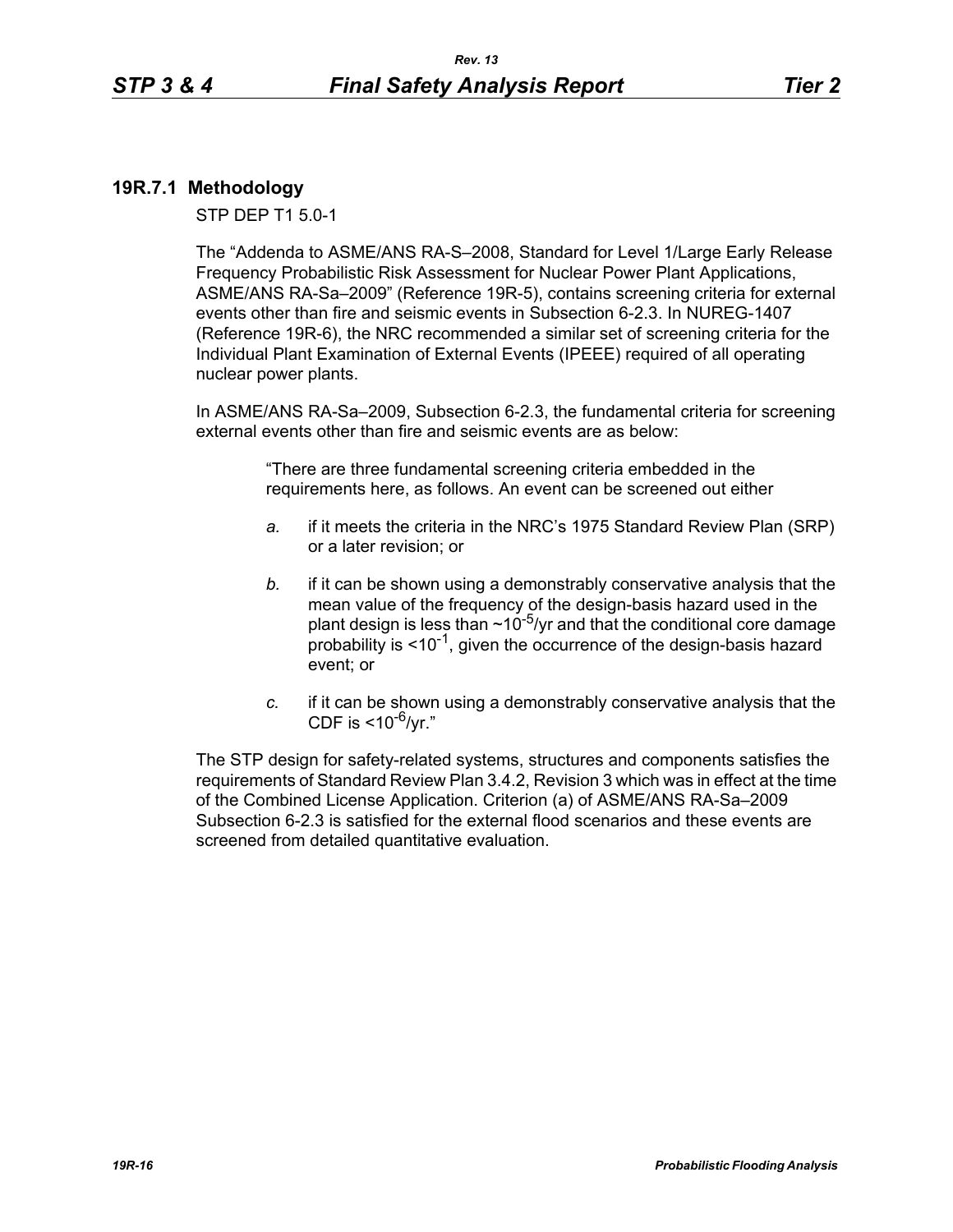### 19R.7.1 Methodology

STP DEP T1 5.0-1

The “Addenda to ASME/ANS RA-S–2008, Standard for Level 1/Large Early Release Frequency Probabilistic Risk Assessment for Nuclear Power Plant Applications, ASME/ANS RA-Sa–2009” (Reference 19R-5), contains screening criteria for external events other than fire and seismic events in Subsection 6-2.3. In NUREG-1407 (Reference 19R-6), the NRC recommended a similar set of screening criteria for the Individual Plant Examination of External Events (IPEEE) required of all operating nuclear power plants.

In ASME/ANS RA-Sa–2009, Subsection 6-2.3, the fundamental criteria for screening external events other than fire and seismic events are as below:

> “There are three fundamental screening criteria embedded in the requirements here, as follows. An event can be screened out either
>
> *a.* if it meets the criteria in the NRC’s 1975 Standard Review Plan (SRP) or a later revision; or
>
> *b.* if it can be shown using a demonstrably conservative analysis that the mean value of the frequency of the design-basis hazard used in the plant design is less than ~$10^{-5}$/yr and that the conditional core damage probability is <$10^{-1}$, given the occurrence of the design-basis hazard event; or
>
> *c.* if it can be shown using a demonstrably conservative analysis that the CDF is <$10^{-6}$/yr.”

The STP design for safety-related systems, structures and components satisfies the requirements of Standard Review Plan 3.4.2, Revision 3 which was in effect at the time of the Combined License Application. Criterion (a) of ASME/ANS RA-Sa–2009 Subsection 6-2.3 is satisfied for the external flood scenarios and these events are screened from detailed quantitative evaluation.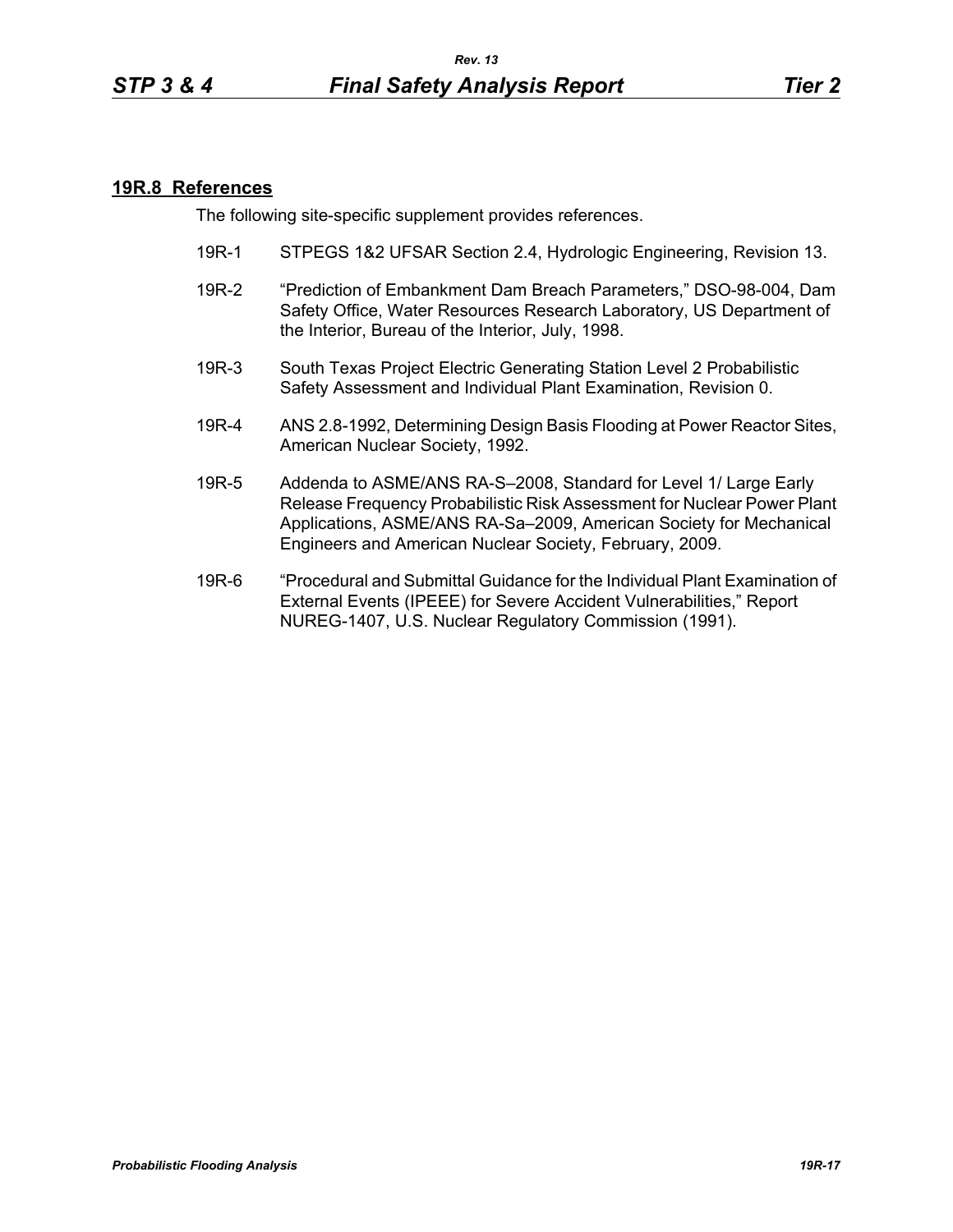## 19R.8 References

The following site-specific supplement provides references.

19R-1 STPEGS 1&2 UFSAR Section 2.4, Hydrologic Engineering, Revision 13.

19R-2 "Prediction of Embankment Dam Breach Parameters," DSO-98-004, Dam Safety Office, Water Resources Research Laboratory, US Department of the Interior, Bureau of the Interior, July, 1998.

19R-3 South Texas Project Electric Generating Station Level 2 Probabilistic Safety Assessment and Individual Plant Examination, Revision 0.

19R-4 ANS 2.8-1992, Determining Design Basis Flooding at Power Reactor Sites, American Nuclear Society, 1992.

19R-5 Addenda to ASME/ANS RA-S–2008, Standard for Level 1/ Large Early Release Frequency Probabilistic Risk Assessment for Nuclear Power Plant Applications, ASME/ANS RA-Sa–2009, American Society for Mechanical Engineers and American Nuclear Society, February, 2009.

19R-6 "Procedural and Submittal Guidance for the Individual Plant Examination of External Events (IPEEE) for Severe Accident Vulnerabilities," Report NUREG-1407, U.S. Nuclear Regulatory Commission (1991).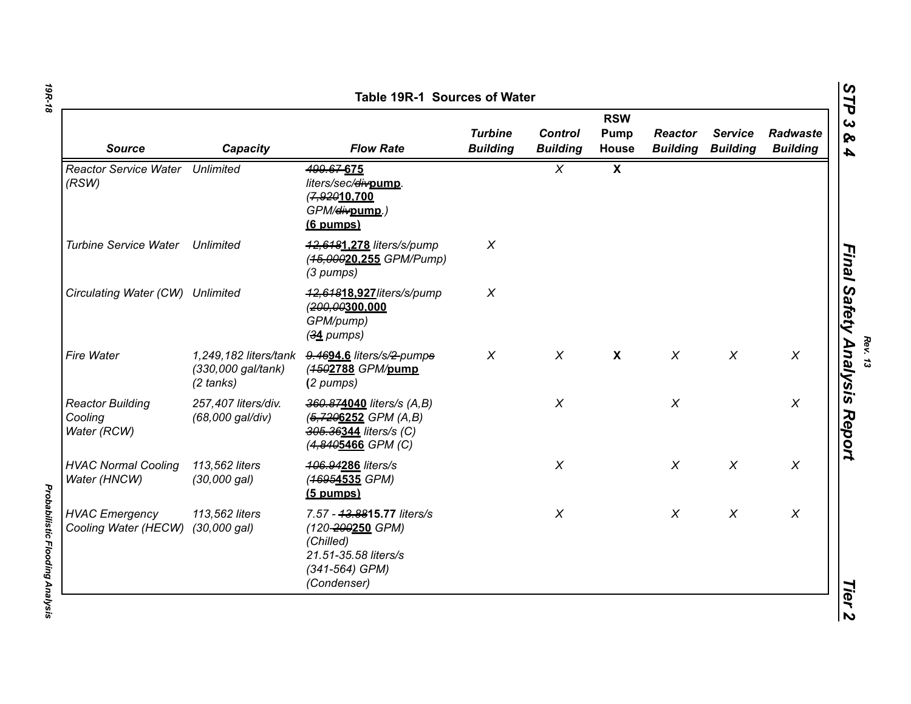# Table 19R-1 Sources of Water

| Source | Capacity | Flow Rate | Turbine Building | Control Building | RSW Pump House | Reactor Building | Service Building | Radwaste Building |
|---|---|---|---|---|---|---|---|---|
| *Reactor Service Water (RSW)* | *Unlimited* | ~~*499.67*~~ **675** *liters/sec/*~~*div*~~**pump**. *(*~~*7,920*~~**10,700** *GPM/*~~*div*~~**pump**.*)* **(6 pumps)** | | *X* | **X** | | | |
| *Turbine Service Water* | *Unlimited* | ~~*12,618*~~**1,278** *liters/s/pump (*~~*15,000*~~**20,255** *GPM/Pump) (3 pumps)* | *X* | | | | | |
| *Circulating Water (CW)* | *Unlimited* | ~~*12,618*~~**18,927***liters/s/pump (*~~*200,00*~~**300,000** *GPM/pump) (*~~*3*~~**4** *pumps)* | *X* | | | | | |
| *Fire Water* | *1,249,182 liters/tank (330,000 gal/tank) (2 tanks)* | ~~*9.46*~~**94.6** *liters/s/*~~*2 pumps*~~ *(*~~*150*~~**2788** *GPM/***pump** **(***2 pumps)* | *X* | *X* | **X** | *X* | *X* | *X* |
| *Reactor Building Cooling Water (RCW)* | *257,407 liters/div. (68,000 gal/div)* | ~~*360.87*~~**4040** *liters/s (A,B) (*~~*5,720*~~**6252** *GPM (A,B)* ~~*305.36*~~**344** *liters/s (C) (*~~*4,840*~~**5466** *GPM (C)* | | *X* | | *X* | | *X* |
| *HVAC Normal Cooling Water (HNCW)* | *113,562 liters (30,000 gal)* | ~~*106.94*~~**286** *liters/s (*~~*1695*~~**4535** *GPM)* **(5 pumps)** | | *X* | | *X* | *X* | *X* |
| *HVAC Emergency Cooling Water (HECW)* | *113,562 liters (30,000 gal)* | *7.57 -* ~~*13.88*~~**15.77** *liters/s (120-*~~*200*~~**250** *GPM) (Chilled) 21.51-35.58 liters/s (341-564) GPM) (Condenser)* | | *X* | | *X* | *X* | *X* |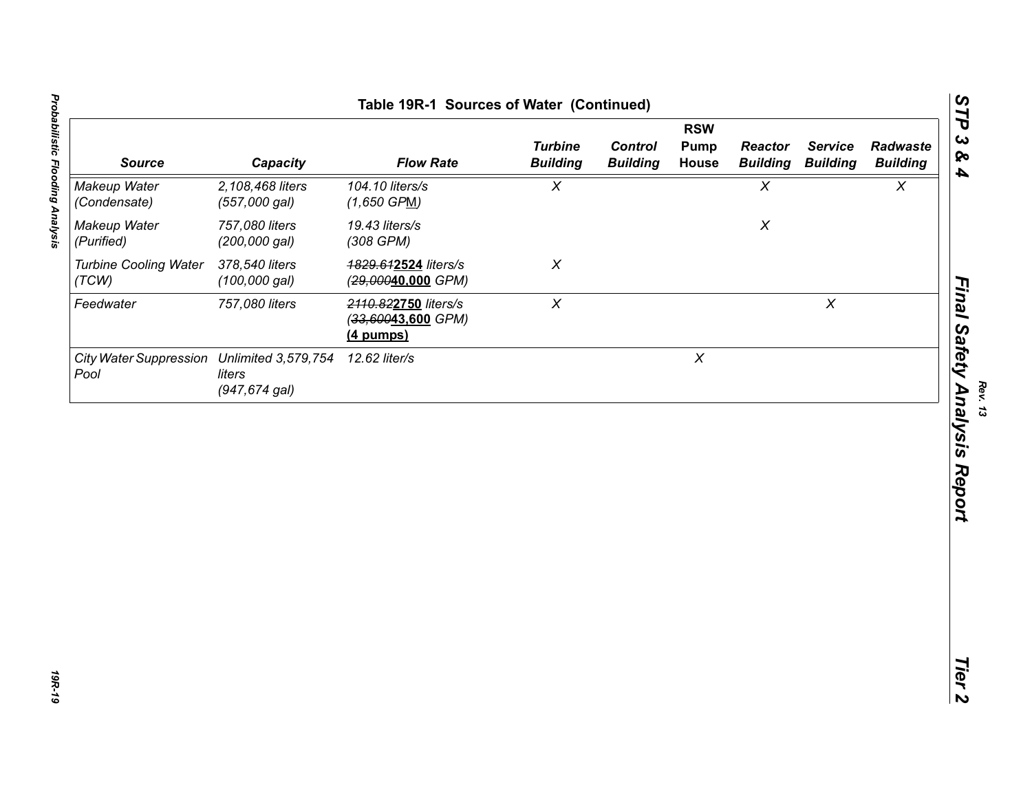**Table 19R-1 Sources of Water (Continued)**

| *Source* | *Capacity* | *Flow Rate* | *Turbine Building* | *Control Building* | *RSW Pump House* | *Reactor Building* | *Service Building* | *Radwaste Building* |
|---|---|---|---|---|---|---|---|---|
| *Makeup Water (Condensate)* | *2,108,468 liters (557,000 gal)* | *104.10 liters/s (1,650 GPM)* | *X* | | | *X* | | *X* |
| *Makeup Water (Purified)* | *757,080 liters (200,000 gal)* | *19.43 liters/s (308 GPM)* | | | | *X* | | |
| *Turbine Cooling Water (TCW)* | *378,540 liters (100,000 gal)* | ~~*1829.61*~~**2524** *liters/s (*~~*29,000*~~**40,000** *GPM)* | *X* | | | | | |
| *Feedwater* | *757,080 liters* | ~~*2110.82*~~**2750** *liters/s (*~~*33,600*~~**43,600** *GPM)* **(4 pumps)** | *X* | | | | *X* | |
| *City Water Suppression Pool* | *Unlimited 3,579,754 liters (947,674 gal)* | *12.62 liter/s* | | | *X* | | | |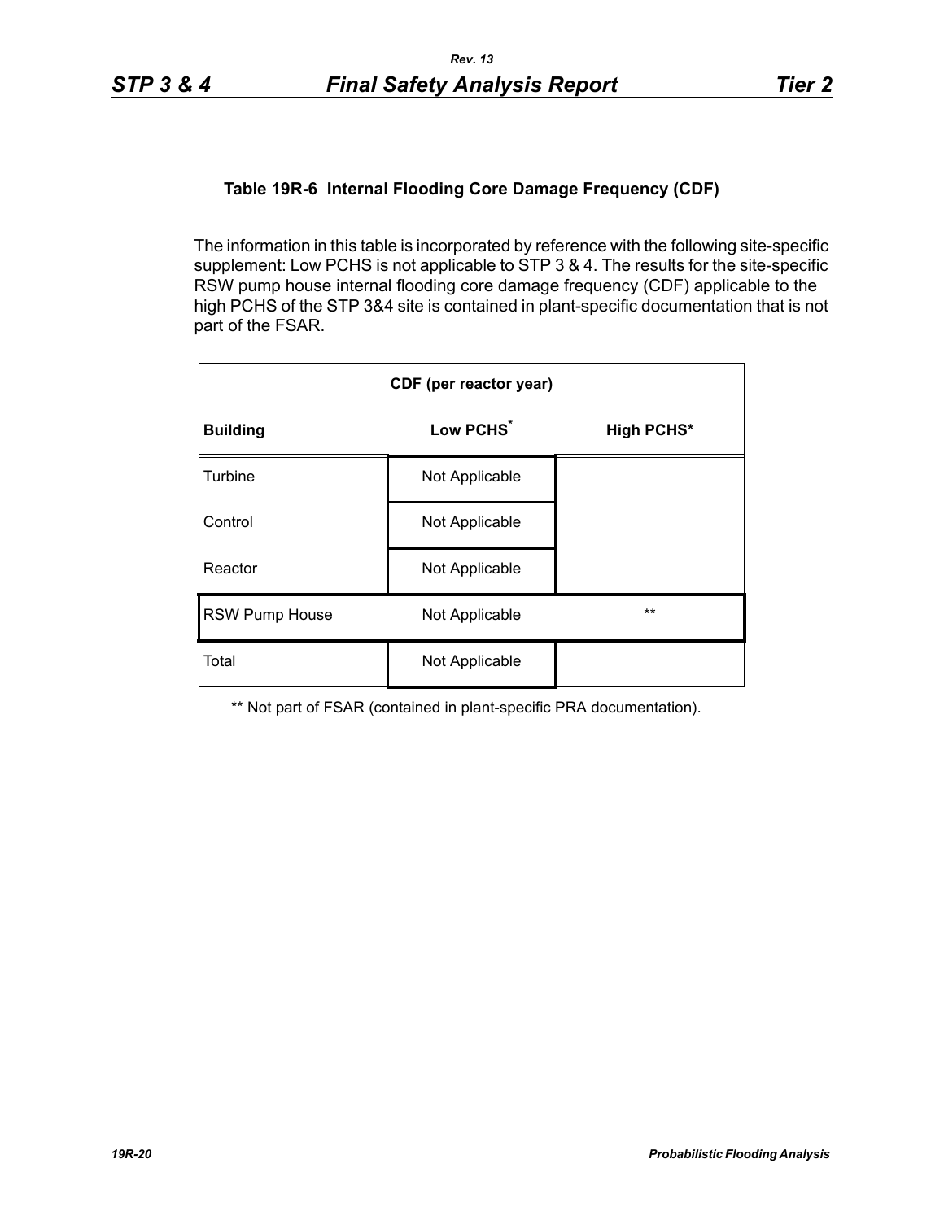### Table 19R-6 Internal Flooding Core Damage Frequency (CDF)

The information in this table is incorporated by reference with the following site-specific supplement: Low PCHS is not applicable to STP 3 & 4. The results for the site-specific RSW pump house internal flooding core damage frequency (CDF) applicable to the high PCHS of the STP 3&4 site is contained in plant-specific documentation that is not part of the FSAR.

| CDF (per reactor year) | | |
|---|---|---|
| **Building** | **Low PCHS*** | **High PCHS*** |
| Turbine | Not Applicable | |
| Control | Not Applicable | |
| Reactor | Not Applicable | |
| RSW Pump House | Not Applicable | ** |
| Total | Not Applicable | |

** Not part of FSAR (contained in plant-specific PRA documentation).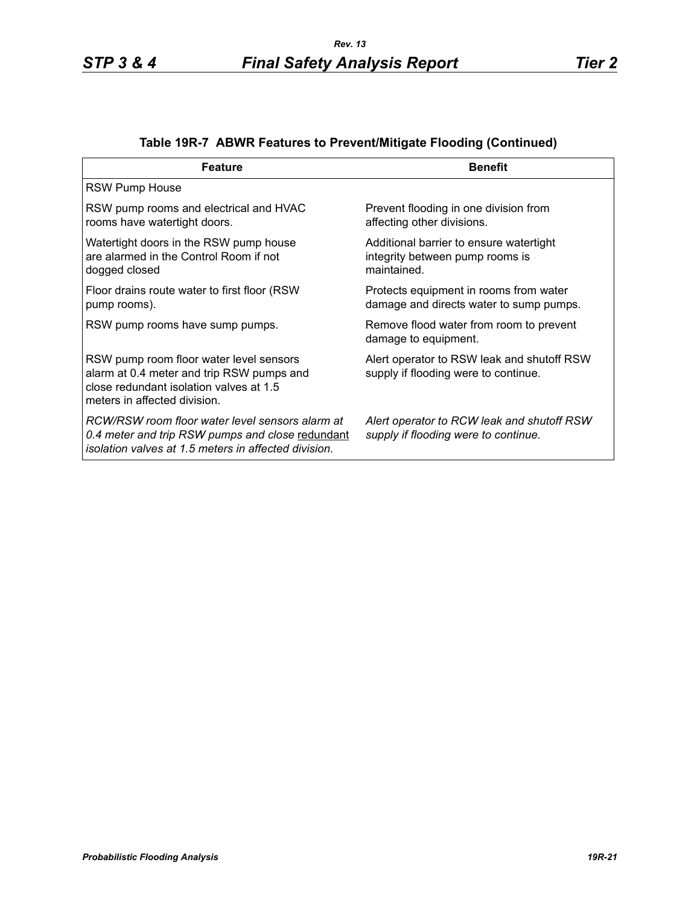### Table 19R-7 ABWR Features to Prevent/Mitigate Flooding (Continued)

| Feature | Benefit |
|---|---|
| RSW Pump House | |
| RSW pump rooms and electrical and HVAC rooms have watertight doors. | Prevent flooding in one division from affecting other divisions. |
| Watertight doors in the RSW pump house are alarmed in the Control Room if not dogged closed | Additional barrier to ensure watertight integrity between pump rooms is maintained. |
| Floor drains route water to first floor (RSW pump rooms). | Protects equipment in rooms from water damage and directs water to sump pumps. |
| RSW pump rooms have sump pumps. | Remove flood water from room to prevent damage to equipment. |
| RSW pump room floor water level sensors alarm at 0.4 meter and trip RSW pumps and close redundant isolation valves at 1.5 meters in affected division. | Alert operator to RSW leak and shutoff RSW supply if flooding were to continue. |
| *RCW/RSW room floor water level sensors alarm at 0.4 meter and trip RSW pumps and close* <u>redundant</u> *isolation valves at 1.5 meters in affected division.* | *Alert operator to RCW leak and shutoff RSW supply if flooding were to continue.* |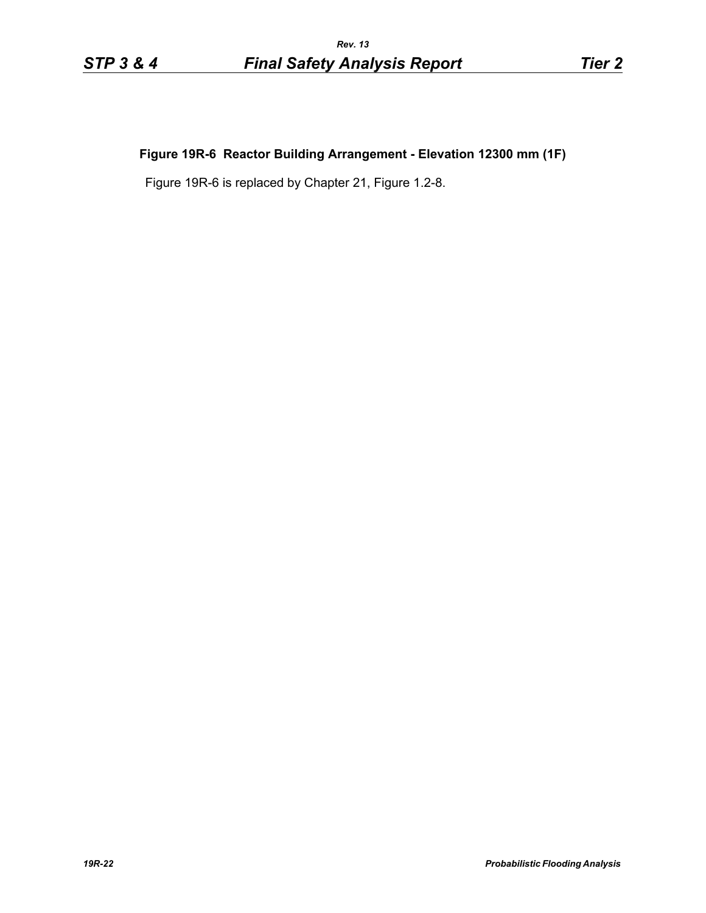**Figure 19R-6 Reactor Building Arrangement - Elevation 12300 mm (1F)**

Figure 19R-6 is replaced by Chapter 21, Figure 1.2-8.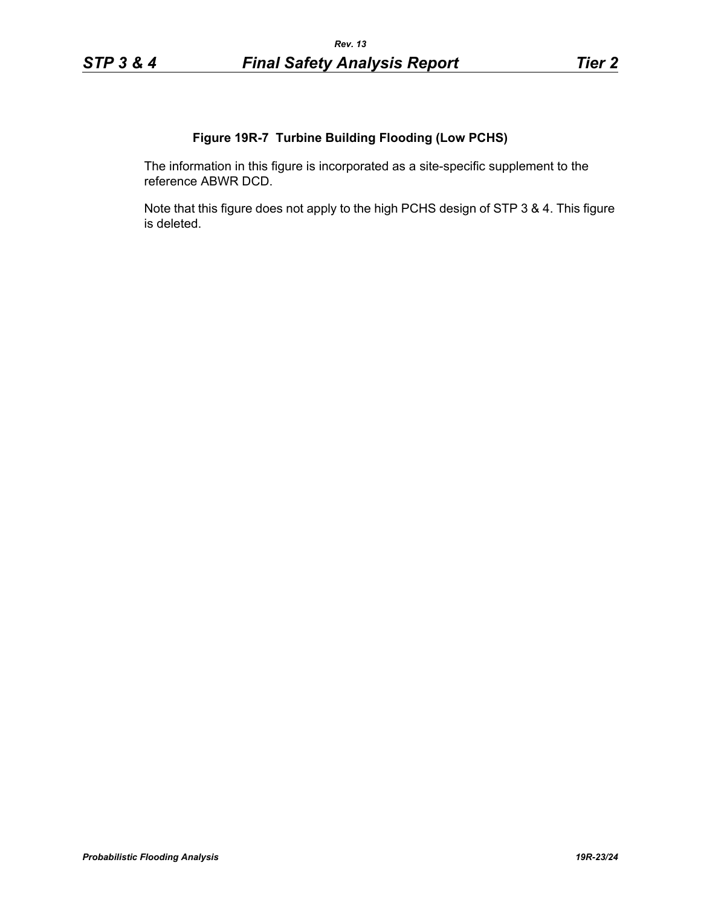**Figure 19R-7  Turbine Building Flooding (Low PCHS)**

The information in this figure is incorporated as a site-specific supplement to the reference ABWR DCD.

Note that this figure does not apply to the high PCHS design of STP 3 & 4. This figure is deleted.